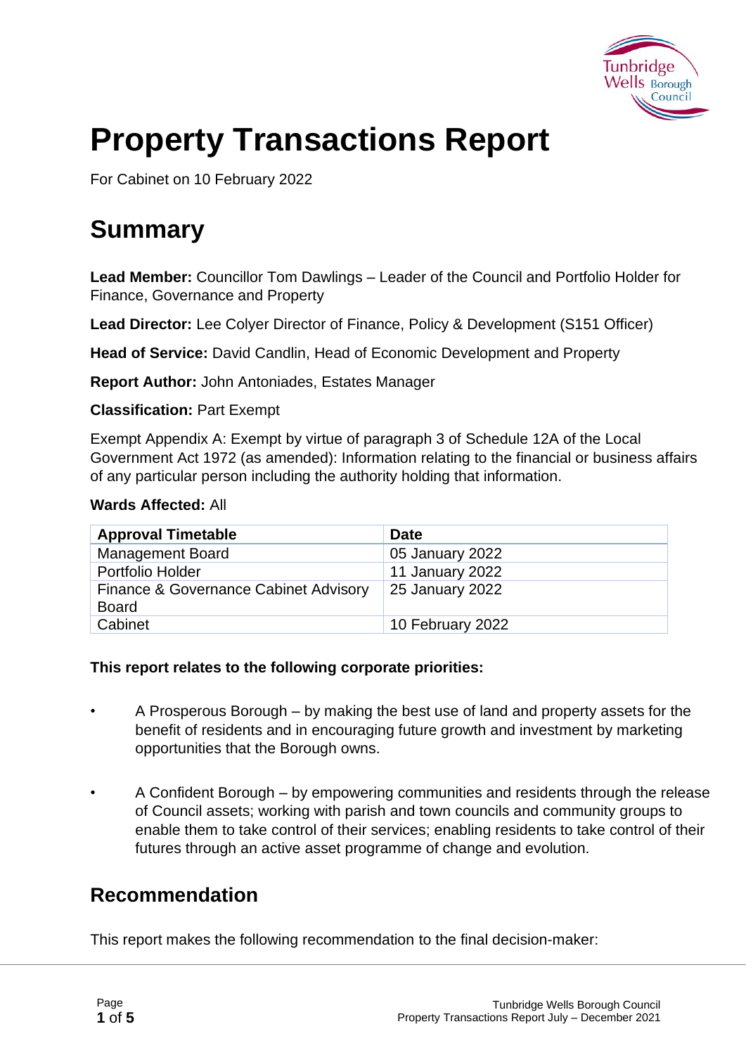# Property Transactions Report

For Cabinet on 10 February 2022

# Summary

**Lead Member:** Councillor Tom Dawlings – Leader of the Council and Portfolio Holder for Finance, Governance and Property

**Lead Director:** Lee Colyer Director of Finance, Policy & Development (S151 Officer)

**Head of Service:** David Candlin, Head of Economic Development and Property

**Report Author:** John Antoniades, Estates Manager

**Classification:** Part Exempt

Exempt Appendix A: Exempt by virtue of paragraph 3 of Schedule 12A of the Local Government Act 1972 (as amended): Information relating to the financial or business affairs of any particular person including the authority holding that information.

**Wards Affected:** All

| Approval Timetable | Date |
|---|---|
| Management Board | 05 January 2022 |
| Portfolio Holder | 11 January 2022 |
| Finance & Governance Cabinet Advisory Board | 25 January 2022 |
| Cabinet | 10 February 2022 |

**This report relates to the following corporate priorities:**

- A Prosperous Borough – by making the best use of land and property assets for the benefit of residents and in encouraging future growth and investment by marketing opportunities that the Borough owns.
- A Confident Borough – by empowering communities and residents through the release of Council assets; working with parish and town councils and community groups to enable them to take control of their services; enabling residents to take control of their futures through an active asset programme of change and evolution.

## Recommendation

This report makes the following recommendation to the final decision-maker: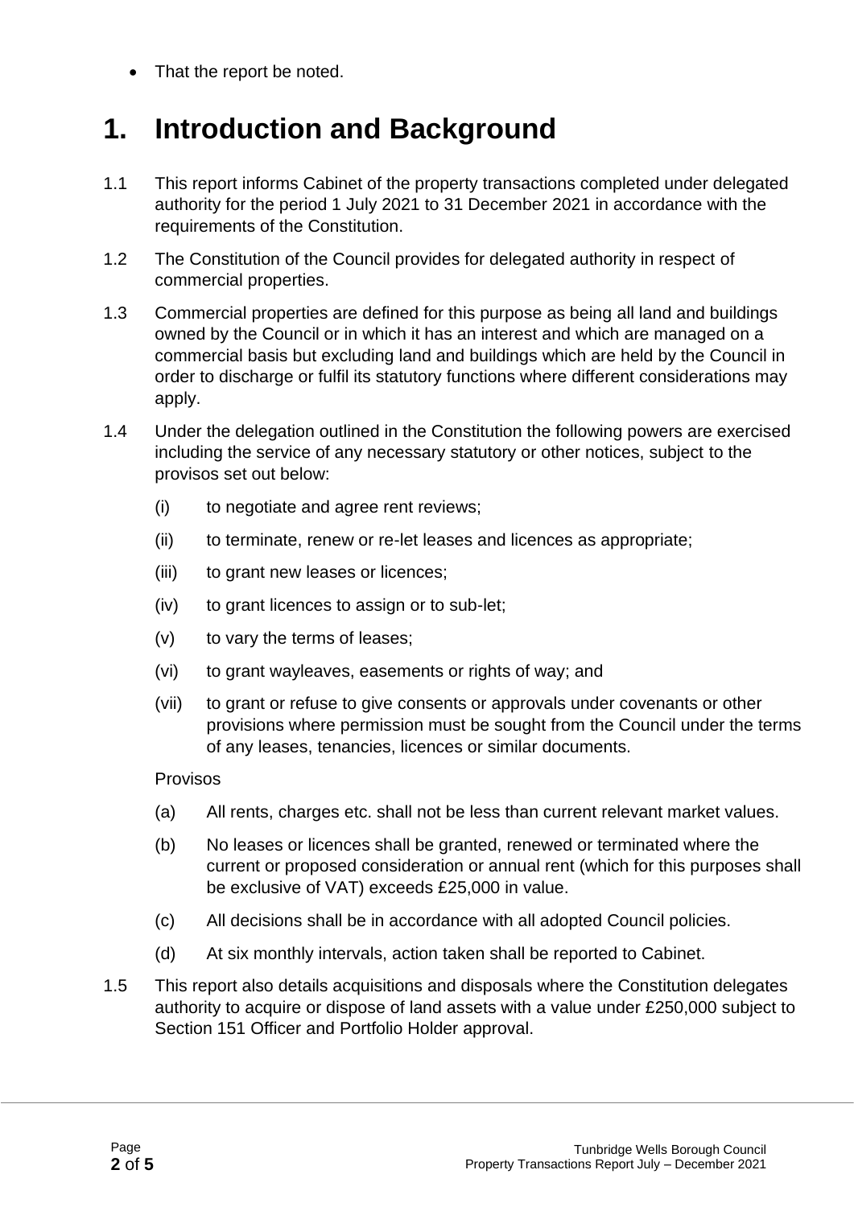- That the report be noted.

# 1. Introduction and Background

1.1 This report informs Cabinet of the property transactions completed under delegated authority for the period 1 July 2021 to 31 December 2021 in accordance with the requirements of the Constitution.

1.2 The Constitution of the Council provides for delegated authority in respect of commercial properties.

1.3 Commercial properties are defined for this purpose as being all land and buildings owned by the Council or in which it has an interest and which are managed on a commercial basis but excluding land and buildings which are held by the Council in order to discharge or fulfil its statutory functions where different considerations may apply.

1.4 Under the delegation outlined in the Constitution the following powers are exercised including the service of any necessary statutory or other notices, subject to the provisos set out below:

(i) to negotiate and agree rent reviews;

(ii) to terminate, renew or re-let leases and licences as appropriate;

(iii) to grant new leases or licences;

(iv) to grant licences to assign or to sub-let;

(v) to vary the terms of leases;

(vi) to grant wayleaves, easements or rights of way; and

(vii) to grant or refuse to give consents or approvals under covenants or other provisions where permission must be sought from the Council under the terms of any leases, tenancies, licences or similar documents.

Provisos

(a) All rents, charges etc. shall not be less than current relevant market values.

(b) No leases or licences shall be granted, renewed or terminated where the current or proposed consideration or annual rent (which for this purposes shall be exclusive of VAT) exceeds £25,000 in value.

(c) All decisions shall be in accordance with all adopted Council policies.

(d) At six monthly intervals, action taken shall be reported to Cabinet.

1.5 This report also details acquisitions and disposals where the Constitution delegates authority to acquire or dispose of land assets with a value under £250,000 subject to Section 151 Officer and Portfolio Holder approval.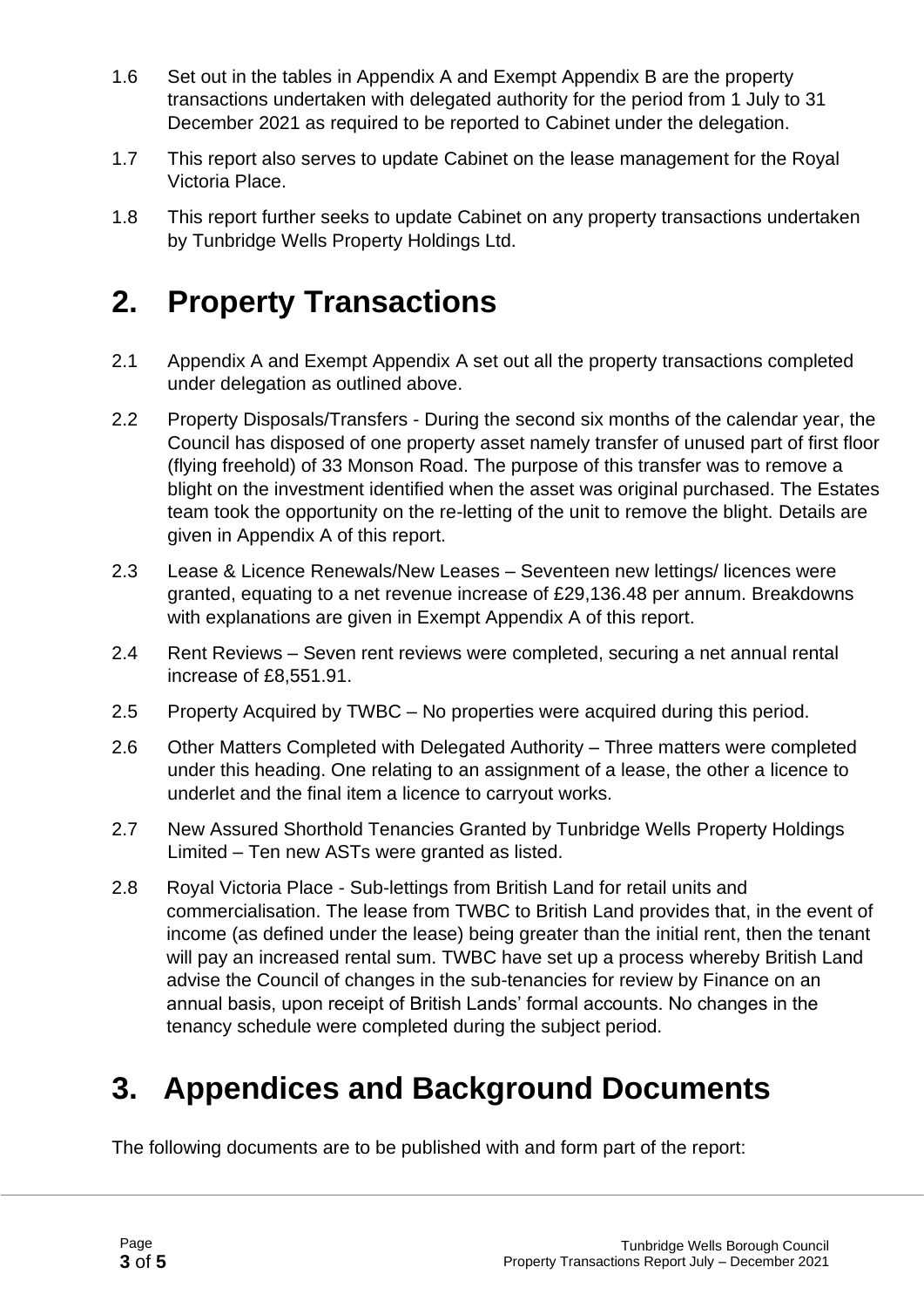1.6 Set out in the tables in Appendix A and Exempt Appendix B are the property transactions undertaken with delegated authority for the period from 1 July to 31 December 2021 as required to be reported to Cabinet under the delegation.

1.7 This report also serves to update Cabinet on the lease management for the Royal Victoria Place.

1.8 This report further seeks to update Cabinet on any property transactions undertaken by Tunbridge Wells Property Holdings Ltd.

# 2. Property Transactions

2.1 Appendix A and Exempt Appendix A set out all the property transactions completed under delegation as outlined above.

2.2 Property Disposals/Transfers - During the second six months of the calendar year, the Council has disposed of one property asset namely transfer of unused part of first floor (flying freehold) of 33 Monson Road. The purpose of this transfer was to remove a blight on the investment identified when the asset was original purchased. The Estates team took the opportunity on the re-letting of the unit to remove the blight. Details are given in Appendix A of this report.

2.3 Lease & Licence Renewals/New Leases – Seventeen new lettings/ licences were granted, equating to a net revenue increase of £29,136.48 per annum. Breakdowns with explanations are given in Exempt Appendix A of this report.

2.4 Rent Reviews – Seven rent reviews were completed, securing a net annual rental increase of £8,551.91.

2.5 Property Acquired by TWBC – No properties were acquired during this period.

2.6 Other Matters Completed with Delegated Authority – Three matters were completed under this heading. One relating to an assignment of a lease, the other a licence to underlet and the final item a licence to carryout works.

2.7 New Assured Shorthold Tenancies Granted by Tunbridge Wells Property Holdings Limited – Ten new ASTs were granted as listed.

2.8 Royal Victoria Place - Sub-lettings from British Land for retail units and commercialisation. The lease from TWBC to British Land provides that, in the event of income (as defined under the lease) being greater than the initial rent, then the tenant will pay an increased rental sum. TWBC have set up a process whereby British Land advise the Council of changes in the sub-tenancies for review by Finance on an annual basis, upon receipt of British Lands' formal accounts. No changes in the tenancy schedule were completed during the subject period.

# 3. Appendices and Background Documents

The following documents are to be published with and form part of the report: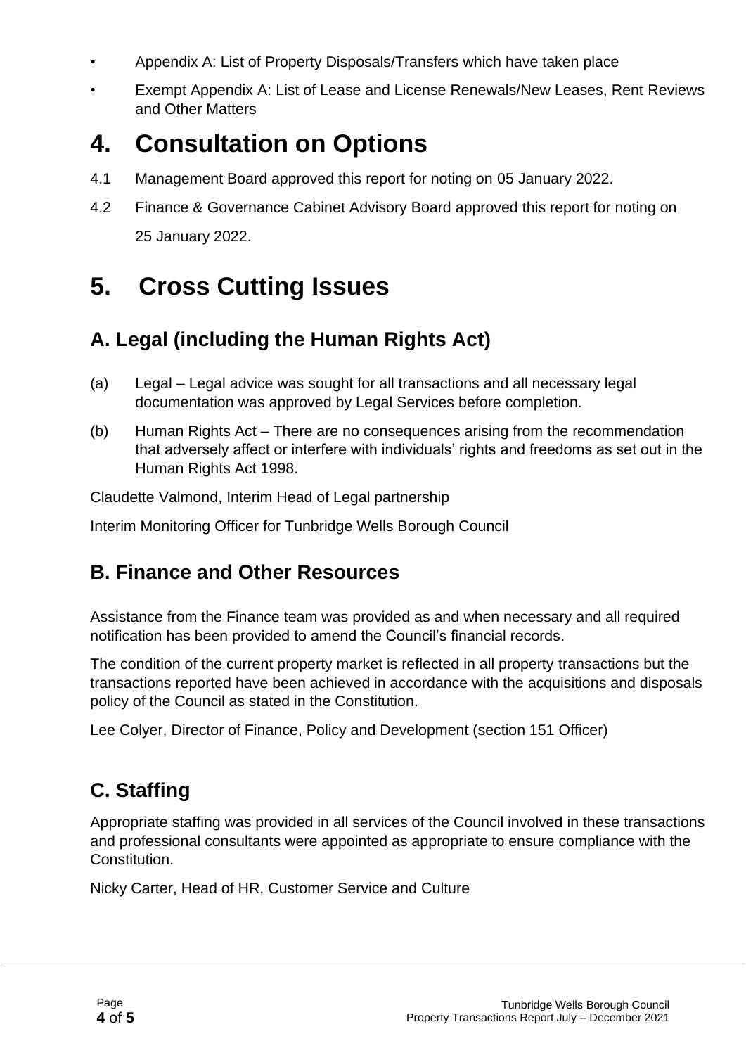- Appendix A: List of Property Disposals/Transfers which have taken place
- Exempt Appendix A: List of Lease and License Renewals/New Leases, Rent Reviews and Other Matters

# 4. Consultation on Options

4.1 Management Board approved this report for noting on 05 January 2022.

4.2 Finance & Governance Cabinet Advisory Board approved this report for noting on 25 January 2022.

# 5. Cross Cutting Issues

## A. Legal (including the Human Rights Act)

(a) Legal – Legal advice was sought for all transactions and all necessary legal documentation was approved by Legal Services before completion.

(b) Human Rights Act – There are no consequences arising from the recommendation that adversely affect or interfere with individuals' rights and freedoms as set out in the Human Rights Act 1998.

Claudette Valmond, Interim Head of Legal partnership

Interim Monitoring Officer for Tunbridge Wells Borough Council

## B. Finance and Other Resources

Assistance from the Finance team was provided as and when necessary and all required notification has been provided to amend the Council's financial records.

The condition of the current property market is reflected in all property transactions but the transactions reported have been achieved in accordance with the acquisitions and disposals policy of the Council as stated in the Constitution.

Lee Colyer, Director of Finance, Policy and Development (section 151 Officer)

## C. Staffing

Appropriate staffing was provided in all services of the Council involved in these transactions and professional consultants were appointed as appropriate to ensure compliance with the Constitution.

Nicky Carter, Head of HR, Customer Service and Culture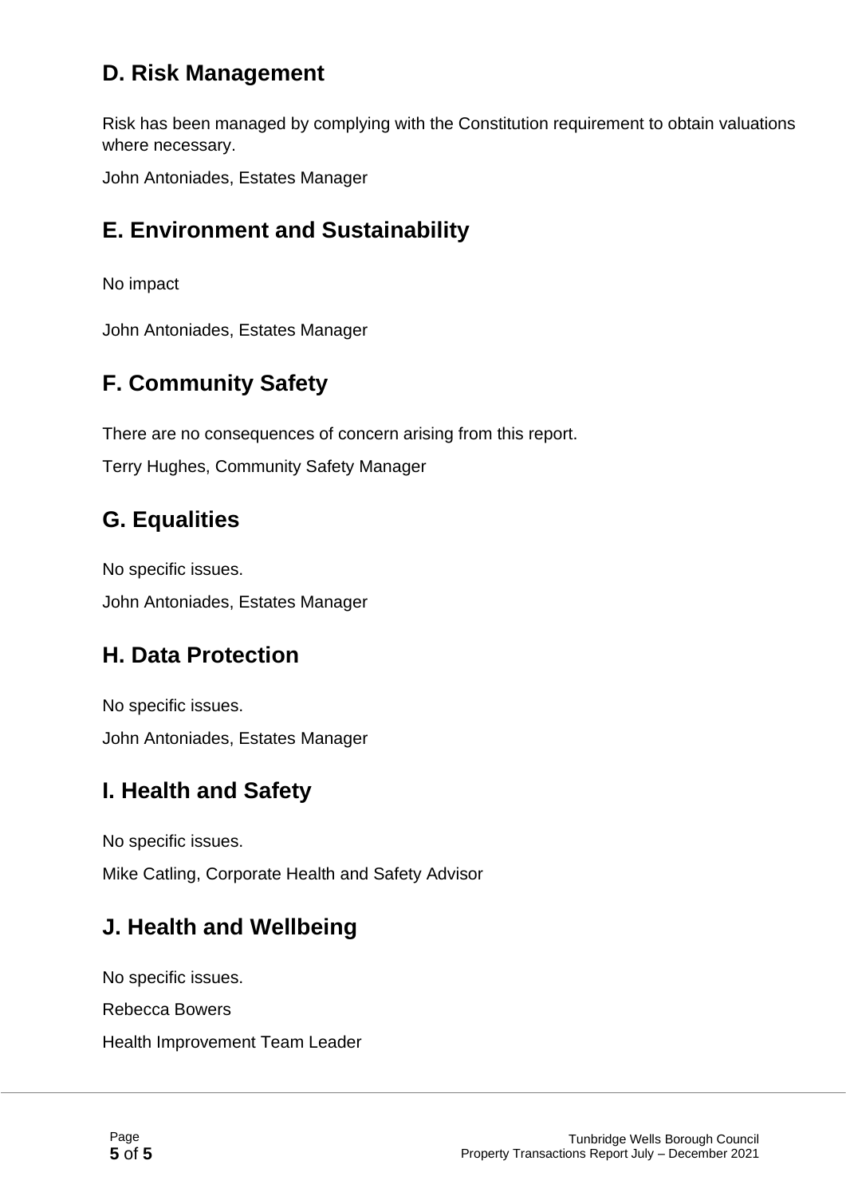## D. Risk Management

Risk has been managed by complying with the Constitution requirement to obtain valuations where necessary.

John Antoniades, Estates Manager

## E. Environment and Sustainability

No impact

John Antoniades, Estates Manager

## F. Community Safety

There are no consequences of concern arising from this report.

Terry Hughes, Community Safety Manager

## G. Equalities

No specific issues.

John Antoniades, Estates Manager

## H. Data Protection

No specific issues.

John Antoniades, Estates Manager

## I. Health and Safety

No specific issues.

Mike Catling, Corporate Health and Safety Advisor

## J. Health and Wellbeing

No specific issues.

Rebecca Bowers

Health Improvement Team Leader